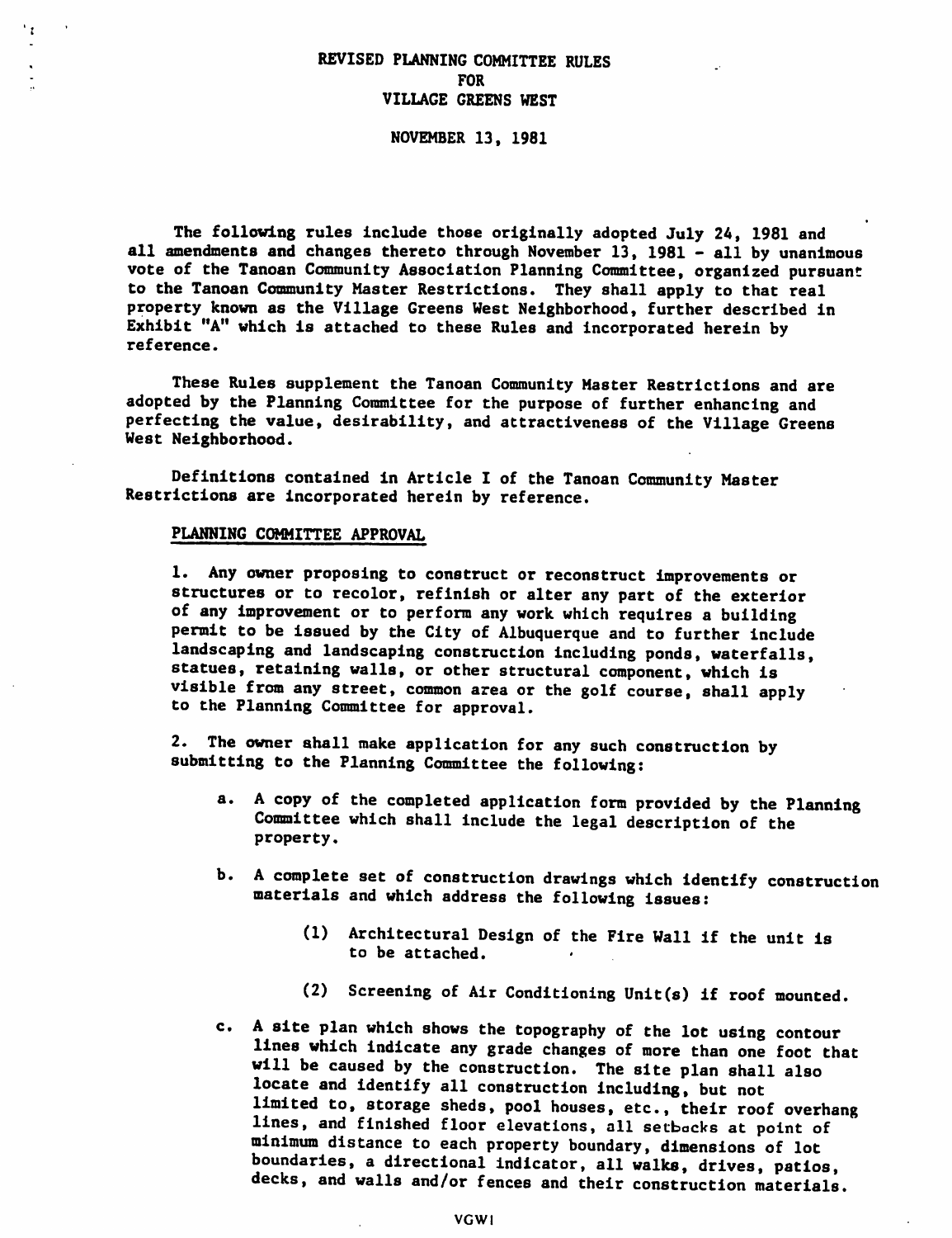# REVISED PLANNING COMMITTEE RULES
# FOR
# VILLAGE GREENS WEST

NOVEMBER 13, 1981

The following rules include those originally adopted July 24, 1981 and all amendments and changes thereto through November 13, 1981 - all by unanimous vote of the Tanoan Community Association Planning Committee, organized pursuant to the Tanoan Community Master Restrictions. They shall apply to that real property known as the Village Greens West Neighborhood, further described in Exhibit "A" which is attached to these Rules and incorporated herein by reference.

These Rules supplement the Tanoan Community Master Restrictions and are adopted by the Planning Committee for the purpose of further enhancing and perfecting the value, desirability, and attractiveness of the Village Greens West Neighborhood.

Definitions contained in Article I of the Tanoan Community Master Restrictions are incorporated herein by reference.

## PLANNING COMMITTEE APPROVAL

1. Any owner proposing to construct or reconstruct improvements or structures or to recolor, refinish or alter any part of the exterior of any improvement or to perform any work which requires a building permit to be issued by the City of Albuquerque and to further include landscaping and landscaping construction including ponds, waterfalls, statues, retaining walls, or other structural component, which is visible from any street, common area or the golf course, shall apply to the Planning Committee for approval.

2. The owner shall make application for any such construction by submitting to the Planning Committee the following:

   a. A copy of the completed application form provided by the Planning Committee which shall include the legal description of the property.

   b. A complete set of construction drawings which identify construction materials and which address the following issues:

      (1) Architectural Design of the Fire Wall if the unit is to be attached.

      (2) Screening of Air Conditioning Unit(s) if roof mounted.

   c. A site plan which shows the topography of the lot using contour lines which indicate any grade changes of more than one foot that will be caused by the construction. The site plan shall also locate and identify all construction including, but not limited to, storage sheds, pool houses, etc., their roof overhang lines, and finished floor elevations, all setbacks at point of minimum distance to each property boundary, dimensions of lot boundaries, a directional indicator, all walks, drives, patios, decks, and walls and/or fences and their construction materials.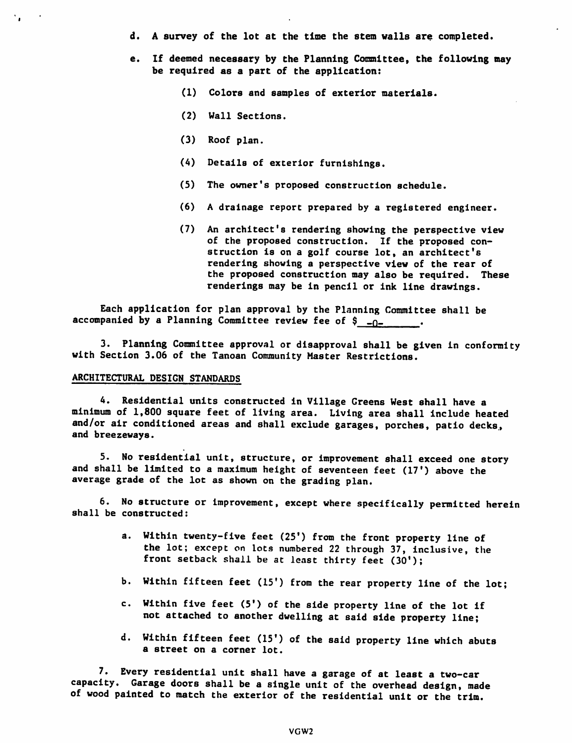d. A survey of the lot at the time the stem walls are completed.

e. If deemed necessary by the Planning Committee, the following may be required as a part of the application:

(1) Colors and samples of exterior materials.

(2) Wall Sections.

(3) Roof plan.

(4) Details of exterior furnishings.

(5) The owner's proposed construction schedule.

(6) A drainage report prepared by a registered engineer.

(7) An architect's rendering showing the perspective view of the proposed construction. If the proposed construction is on a golf course lot, an architect's rendering showing a perspective view of the rear of the proposed construction may also be required. These renderings may be in pencil or ink line drawings.

Each application for plan approval by the Planning Committee shall be accompanied by a Planning Committee review fee of $ -0-.

3. Planning Committee approval or disapproval shall be given in conformity with Section 3.06 of the Tanoan Community Master Restrictions.

ARCHITECTURAL DESIGN STANDARDS

4. Residential units constructed in Village Greens West shall have a minimum of 1,800 square feet of living area. Living area shall include heated and/or air conditioned areas and shall exclude garages, porches, patio decks, and breezeways.

5. No residential unit, structure, or improvement shall exceed one story and shall be limited to a maximum height of seventeen feet (17') above the average grade of the lot as shown on the grading plan.

6. No structure or improvement, except where specifically permitted herein shall be constructed:

a. Within twenty-five feet (25') from the front property line of the lot; except on lots numbered 22 through 37, inclusive, the front setback shall be at least thirty feet (30');

b. Within fifteen feet (15') from the rear property line of the lot;

c. Within five feet (5') of the side property line of the lot if not attached to another dwelling at said side property line;

d. Within fifteen feet (15') of the said property line which abuts a street on a corner lot.

7. Every residential unit shall have a garage of at least a two-car capacity. Garage doors shall be a single unit of the overhead design, made of wood painted to match the exterior of the residential unit or the trim.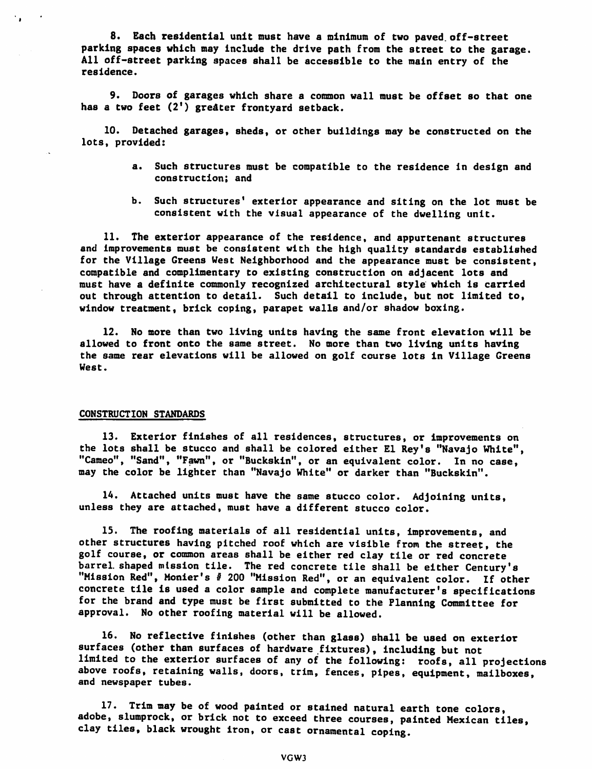8. Each residential unit must have a minimum of two paved off-street parking spaces which may include the drive path from the street to the garage. All off-street parking spaces shall be accessible to the main entry of the residence.

9. Doors of garages which share a common wall must be offset so that one has a two feet (2') greater frontyard setback.

10. Detached garages, sheds, or other buildings may be constructed on the lots, provided:

a. Such structures must be compatible to the residence in design and construction; and

b. Such structures' exterior appearance and siting on the lot must be consistent with the visual appearance of the dwelling unit.

11. The exterior appearance of the residence, and appurtenant structures and improvements must be consistent with the high quality standards established for the Village Greens West Neighborhood and the appearance must be consistent, compatible and complimentary to existing construction on adjacent lots and must have a definite commonly recognized architectural style which is carried out through attention to detail. Such detail to include, but not limited to, window treatment, brick coping, parapet walls and/or shadow boxing.

12. No more than two living units having the same front elevation will be allowed to front onto the same street. No more than two living units having the same rear elevations will be allowed on golf course lots in Village Greens West.

## CONSTRUCTION STANDARDS

13. Exterior finishes of all residences, structures, or improvements on the lots shall be stucco and shall be colored either El Rey's "Navajo White", "Cameo", "Sand", "Fawn", or "Buckskin", or an equivalent color. In no case, may the color be lighter than "Navajo White" or darker than "Buckskin".

14. Attached units must have the same stucco color. Adjoining units, unless they are attached, must have a different stucco color.

15. The roofing materials of all residential units, improvements, and other structures having pitched roof which are visible from the street, the golf course, or common areas shall be either red clay tile or red concrete barrel shaped mission tile. The red concrete tile shall be either Century's "Mission Red", Monier's # 200 "Mission Red", or an equivalent color. If other concrete tile is used a color sample and complete manufacturer's specifications for the brand and type must be first submitted to the Planning Committee for approval. No other roofing material will be allowed.

16. No reflective finishes (other than glass) shall be used on exterior surfaces (other than surfaces of hardware fixtures), including but not limited to the exterior surfaces of any of the following: roofs, all projections above roofs, retaining walls, doors, trim, fences, pipes, equipment, mailboxes, and newspaper tubes.

17. Trim may be of wood painted or stained natural earth tone colors, adobe, slumprock, or brick not to exceed three courses, painted Mexican tiles, clay tiles, black wrought iron, or cast ornamental coping.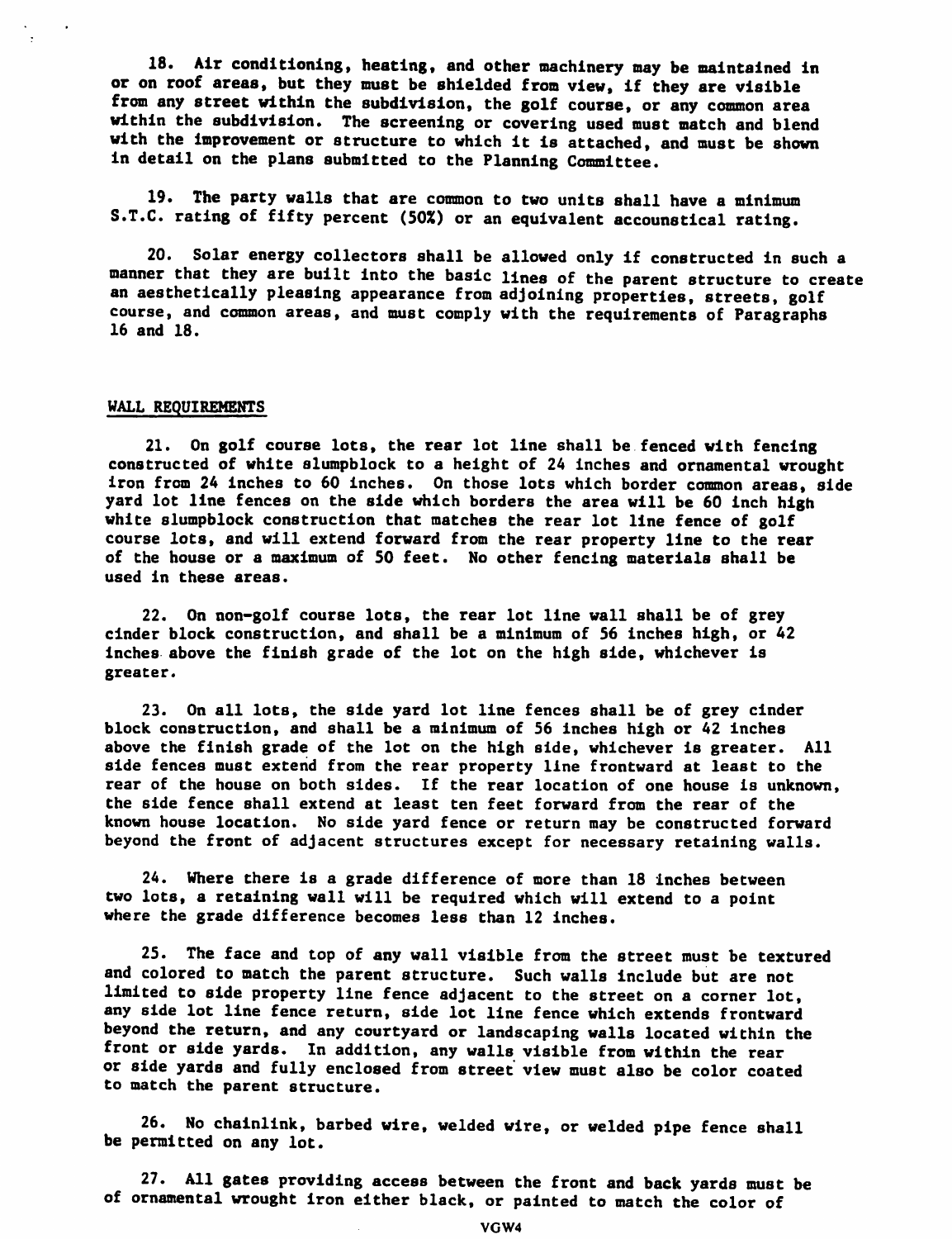18. Air conditioning, heating, and other machinery may be maintained in or on roof areas, but they must be shielded from view, if they are visible from any street within the subdivision, the golf course, or any common area within the subdivision. The screening or covering used must match and blend with the improvement or structure to which it is attached, and must be shown in detail on the plans submitted to the Planning Committee.

19. The party walls that are common to two units shall have a minimum S.T.C. rating of fifty percent (50%) or an equivalent accounstical rating.

20. Solar energy collectors shall be allowed only if constructed in such a manner that they are built into the basic lines of the parent structure to create an aesthetically pleasing appearance from adjoining properties, streets, golf course, and common areas, and must comply with the requirements of Paragraphs 16 and 18.

## WALL REQUIREMENTS

21. On golf course lots, the rear lot line shall be fenced with fencing constructed of white slumpblock to a height of 24 inches and ornamental wrought iron from 24 inches to 60 inches. On those lots which border common areas, side yard lot line fences on the side which borders the area will be 60 inch high white slumpblock construction that matches the rear lot line fence of golf course lots, and will extend forward from the rear property line to the rear of the house or a maximum of 50 feet. No other fencing materials shall be used in these areas.

22. On non-golf course lots, the rear lot line wall shall be of grey cinder block construction, and shall be a minimum of 56 inches high, or 42 inches above the finish grade of the lot on the high side, whichever is greater.

23. On all lots, the side yard lot line fences shall be of grey cinder block construction, and shall be a minimum of 56 inches high or 42 inches above the finish grade of the lot on the high side, whichever is greater. All side fences must extend from the rear property line frontward at least to the rear of the house on both sides. If the rear location of one house is unknown, the side fence shall extend at least ten feet forward from the rear of the known house location. No side yard fence or return may be constructed forward beyond the front of adjacent structures except for necessary retaining walls.

24. Where there is a grade difference of more than 18 inches between two lots, a retaining wall will be required which will extend to a point where the grade difference becomes less than 12 inches.

25. The face and top of any wall visible from the street must be textured and colored to match the parent structure. Such walls include but are not limited to side property line fence adjacent to the street on a corner lot, any side lot line fence return, side lot line fence which extends frontward beyond the return, and any courtyard or landscaping walls located within the front or side yards. In addition, any walls visible from within the rear or side yards and fully enclosed from street view must also be color coated to match the parent structure.

26. No chainlink, barbed wire, welded wire, or welded pipe fence shall be permitted on any lot.

27. All gates providing access between the front and back yards must be of ornamental wrought iron either black, or painted to match the color of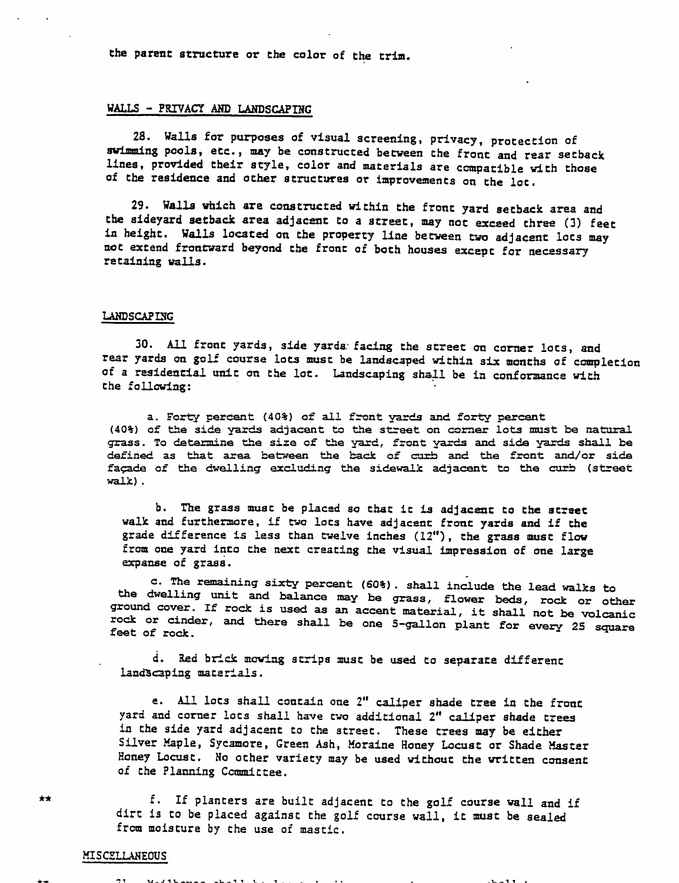the parent structure or the color of the trim.

## WALLS - PRIVACY AND LANDSCAPING

28. Walls for purposes of visual screening, privacy, protection of swimming pools, etc., may be constructed between the front and rear setback lines, provided their style, color and materials are compatible with those of the residence and other structures or improvements on the lot.

29. Walls which are constructed within the front yard setback area and the sideyard setback area adjacent to a street, may not exceed three (3) feet in height. Walls located on the property line between two adjacent lots may not extend frontward beyond the front of both houses except for necessary retaining walls.

## LANDSCAPING

30. All front yards, side yards facing the street on corner lots, and rear yards on golf course lots must be landscaped within six months of completion of a residential unit on the lot. Landscaping shall be in conformance with the following:

a. Forty percent (40%) of all front yards and forty percent (40%) of the side yards adjacent to the street on corner lots must be natural grass. To determine the size of the yard, front yards and side yards shall be defined as that area between the back of curb and the front and/or side façade of the dwelling excluding the sidewalk adjacent to the curb (street walk).

b. The grass must be placed so that it is adjacent to the street walk and furthermore, if two lots have adjacent front yards and if the grade difference is less than twelve inches (12"), the grass must flow from one yard into the next creating the visual impression of one large expanse of grass.

c. The remaining sixty percent (60%). shall include the lead walks to the dwelling unit and balance may be grass, flower beds, rock or other ground cover. If rock is used as an accent material, it shall not be volcanic rock or cinder, and there shall be one 5-gallon plant for every 25 square feet of rock.

d. Red brick mowing strips must be used to separate different landscaping materials.

e. All lots shall contain one 2" caliper shade tree in the front yard and corner lots shall have two additional 2" caliper shade trees in the side yard adjacent to the street. These trees may be either Silver Maple, Sycamore, Green Ash, Moraine Honey Locust or Shade Master Honey Locust. No other variety may be used without the written consent of the Planning Committee.

** f. If planters are built adjacent to the golf course wall and if dirt is to be placed against the golf course wall, it must be sealed from moisture by the use of mastic.

## MISCELLANEOUS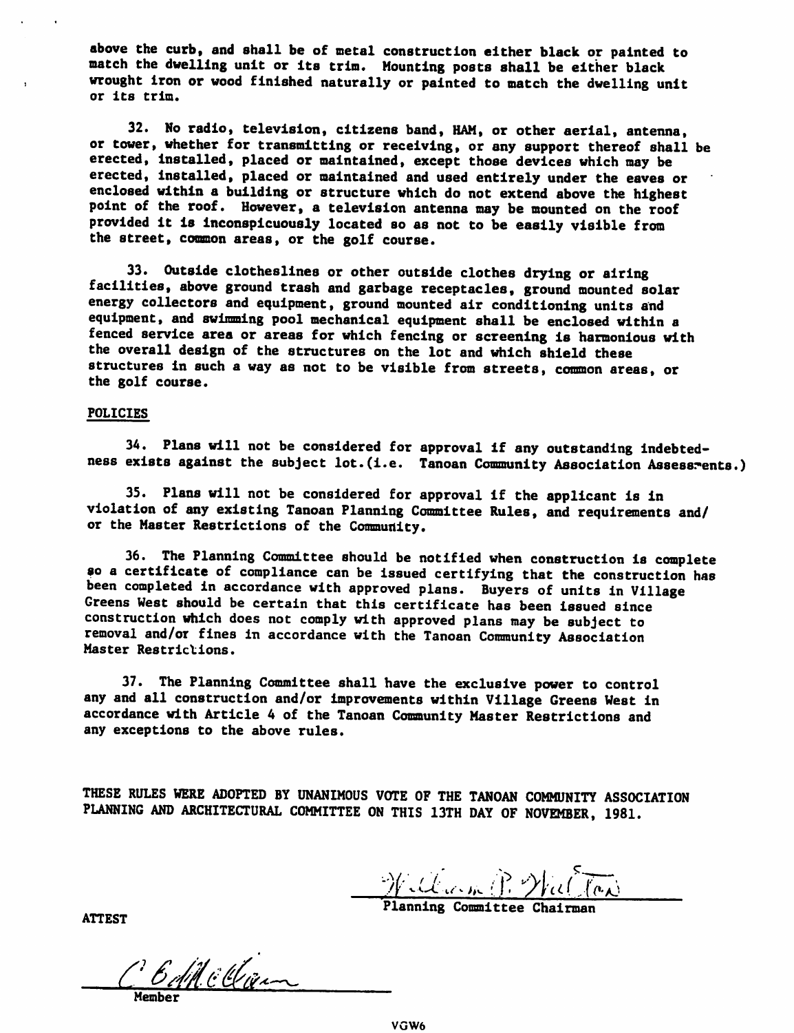above the curb, and shall be of metal construction either black or painted to match the dwelling unit or its trim. Mounting posts shall be either black wrought iron or wood finished naturally or painted to match the dwelling unit or its trim.

32. No radio, television, citizens band, HAM, or other aerial, antenna, or tower, whether for transmitting or receiving, or any support thereof shall be erected, installed, placed or maintained, except those devices which may be erected, installed, placed or maintained and used entirely under the eaves or enclosed within a building or structure which do not extend above the highest point of the roof. However, a television antenna may be mounted on the roof provided it is inconspicuously located so as not to be easily visible from the street, common areas, or the golf course.

33. Outside clotheslines or other outside clothes drying or airing facilities, above ground trash and garbage receptacles, ground mounted solar energy collectors and equipment, ground mounted air conditioning units and equipment, and swimming pool mechanical equipment shall be enclosed within a fenced service area or areas for which fencing or screening is harmonious with the overall design of the structures on the lot and which shield these structures in such a way as not to be visible from streets, common areas, or the golf course.

POLICIES

34. Plans will not be considered for approval if any outstanding indebtedness exists against the subject lot.(i.e. Tanoan Community Association Assessments.)

35. Plans will not be considered for approval if the applicant is in violation of any existing Tanoan Planning Committee Rules, and requirements and/or the Master Restrictions of the Community.

36. The Planning Committee should be notified when construction is complete so a certificate of compliance can be issued certifying that the construction has been completed in accordance with approved plans. Buyers of units in Village Greens West should be certain that this certificate has been issued since construction which does not comply with approved plans may be subject to removal and/or fines in accordance with the Tanoan Community Association Master Restrictions.

37. The Planning Committee shall have the exclusive power to control any and all construction and/or improvements within Village Greens West in accordance with Article 4 of the Tanoan Community Master Restrictions and any exceptions to the above rules.

THESE RULES WERE ADOPTED BY UNANIMOUS VOTE OF THE TANOAN COMMUNITY ASSOCIATION PLANNING AND ARCHITECTURAL COMMITTEE ON THIS 13TH DAY OF NOVEMBER, 1981.

William P. Walton
Planning Committee Chairman

ATTEST

C. Edith Clean
Member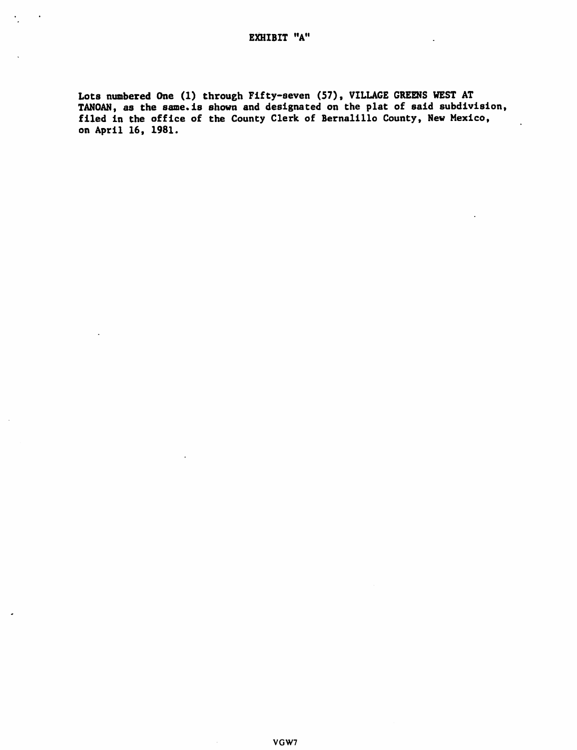# EXHIBIT "A"

Lots numbered One (1) through Fifty-seven (57), VILLAGE GREENS WEST AT TANOAN, as the same.is shown and designated on the plat of said subdivision, filed in the office of the County Clerk of Bernalillo County, New Mexico, on April 16, 1981.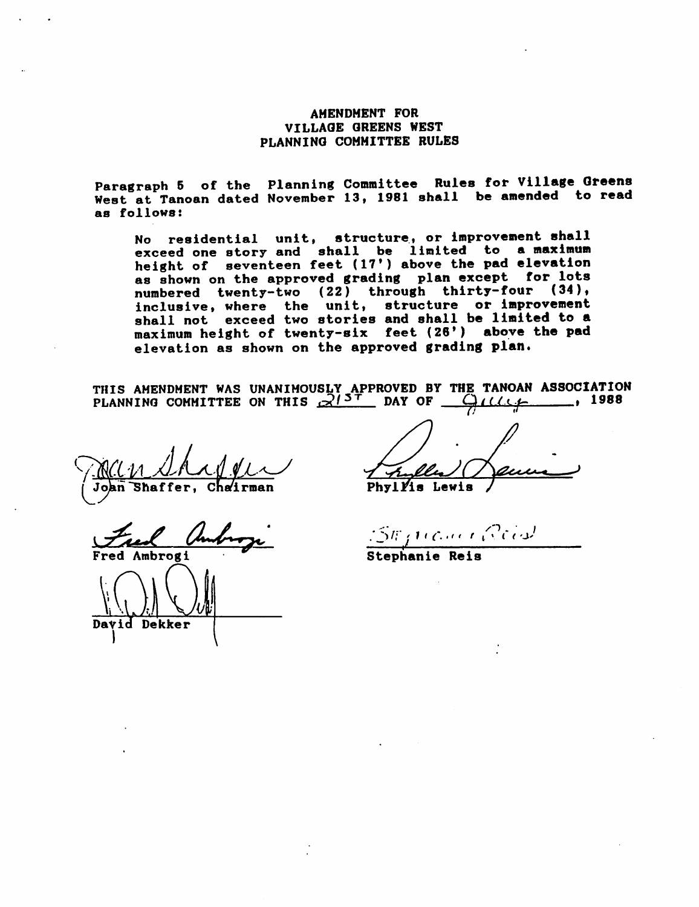# AMENDMENT FOR
# VILLAGE GREENS WEST
# PLANNING COMMITTEE RULES

Paragraph 5 of the Planning Committee Rules for Village Greens West at Tanoan dated November 13, 1981 shall be amended to read as follows:

> No residential unit, structure, or improvement shall exceed one story and shall be limited to a maximum height of seventeen feet (17') above the pad elevation as shown on the approved grading plan except for lots numbered twenty-two (22) through thirty-four (34), inclusive, where the unit, structure or improvement shall not exceed two stories and shall be limited to a maximum height of twenty-six feet (26') above the pad elevation as shown on the approved grading plan.

THIS AMENDMENT WAS UNANIMOUSLY APPROVED BY THE TANOAN ASSOCIATION PLANNING COMMITTEE ON THIS 21ST DAY OF July, 1988

Joan Shaffer, Chairman

Phyllis Lewis

Fred Ambrogi

Stephanie Reis

David Dekker